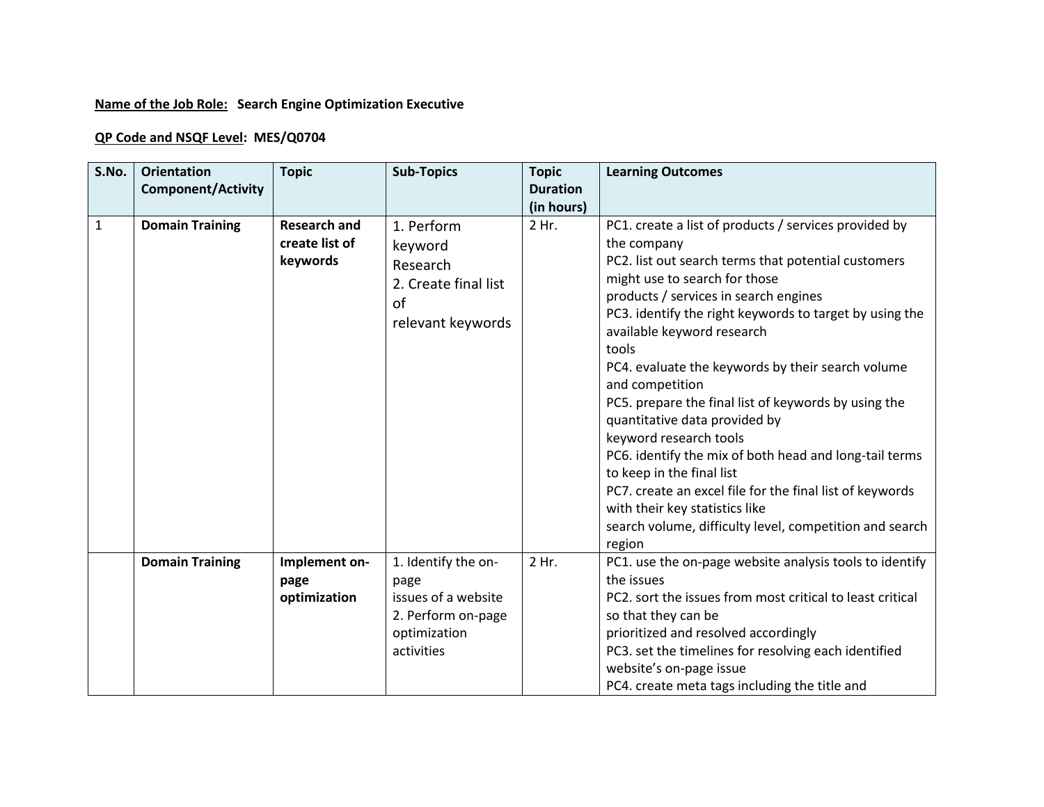**Name of the Job Role:** **Search Engine Optimization Executive**

**QP Code and NSQF Level:** **MES/Q0704**

| S.No. | Orientation Component/Activity | Topic | Sub-Topics | Topic Duration (in hours) | Learning Outcomes |
|---|---|---|---|---|---|
| 1 | **Domain Training** | **Research and create list of keywords** | 1. Perform keyword Research<br>2. Create final list of relevant keywords | 2 Hr. | PC1. create a list of products / services provided by the company<br>PC2. list out search terms that potential customers might use to search for those products / services in search engines<br>PC3. identify the right keywords to target by using the available keyword research tools<br>PC4. evaluate the keywords by their search volume and competition<br>PC5. prepare the final list of keywords by using the quantitative data provided by keyword research tools<br>PC6. identify the mix of both head and long-tail terms to keep in the final list<br>PC7. create an excel file for the final list of keywords with their key statistics like search volume, difficulty level, competition and search region |
| | **Domain Training** | **Implement on-page optimization** | 1. Identify the on-page issues of a website<br>2. Perform on-page optimization activities | 2 Hr. | PC1. use the on-page website analysis tools to identify the issues<br>PC2. sort the issues from most critical to least critical so that they can be prioritized and resolved accordingly<br>PC3. set the timelines for resolving each identified website's on-page issue<br>PC4. create meta tags including the title and |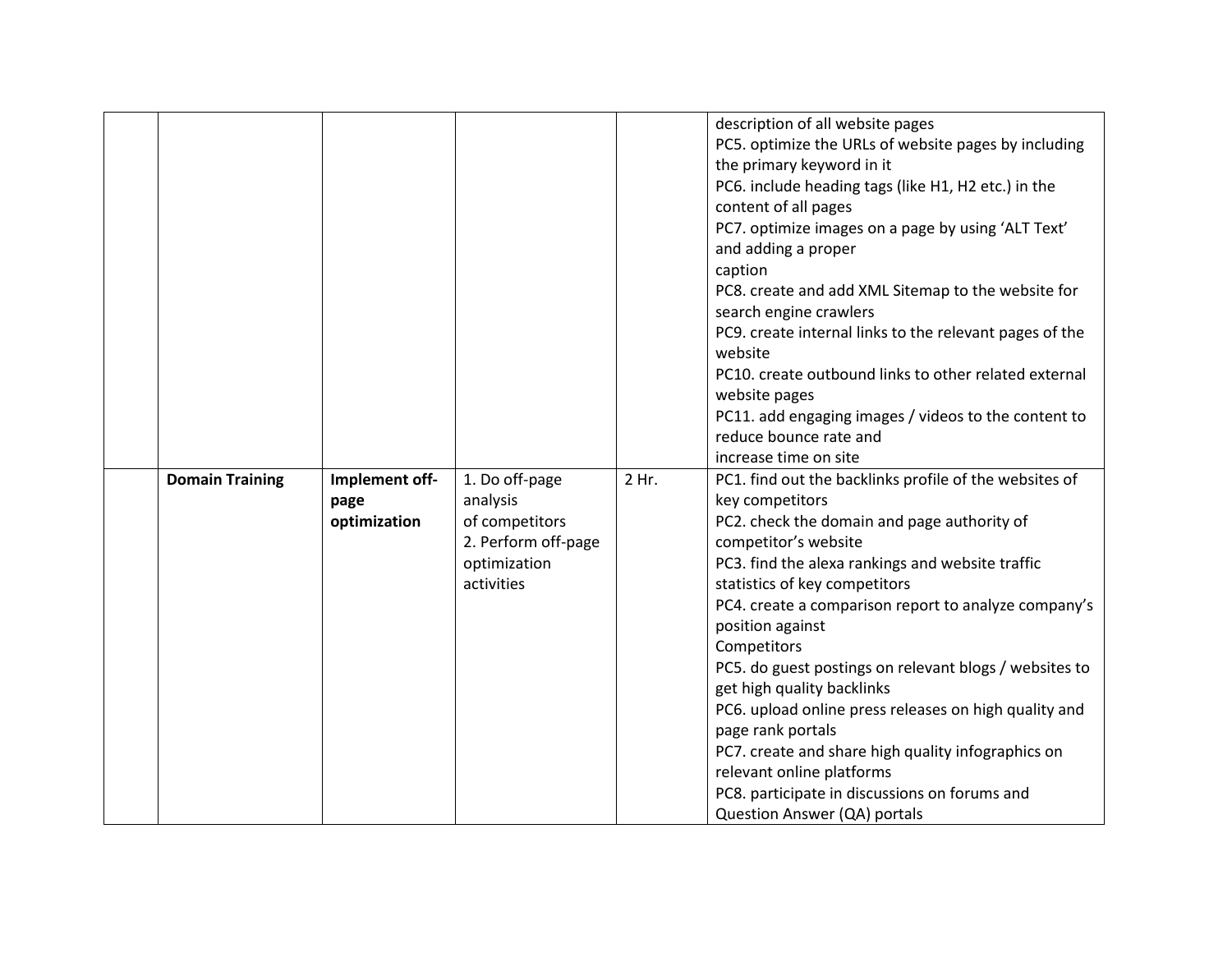| | | | | | |
|---|---|---|---|---|---|
| | | | | | description of all website pages<br>PC5. optimize the URLs of website pages by including the primary keyword in it<br>PC6. include heading tags (like H1, H2 etc.) in the content of all pages<br>PC7. optimize images on a page by using 'ALT Text' and adding a proper caption<br>PC8. create and add XML Sitemap to the website for search engine crawlers<br>PC9. create internal links to the relevant pages of the website<br>PC10. create outbound links to other related external website pages<br>PC11. add engaging images / videos to the content to reduce bounce rate and increase time on site |
| | **Domain Training** | **Implement off-page optimization** | 1. Do off-page analysis of competitors<br>2. Perform off-page optimization activities | 2 Hr. | PC1. find out the backlinks profile of the websites of key competitors<br>PC2. check the domain and page authority of competitor's website<br>PC3. find the alexa rankings and website traffic statistics of key competitors<br>PC4. create a comparison report to analyze company's position against Competitors<br>PC5. do guest postings on relevant blogs / websites to get high quality backlinks<br>PC6. upload online press releases on high quality and page rank portals<br>PC7. create and share high quality infographics on relevant online platforms<br>PC8. participate in discussions on forums and Question Answer (QA) portals |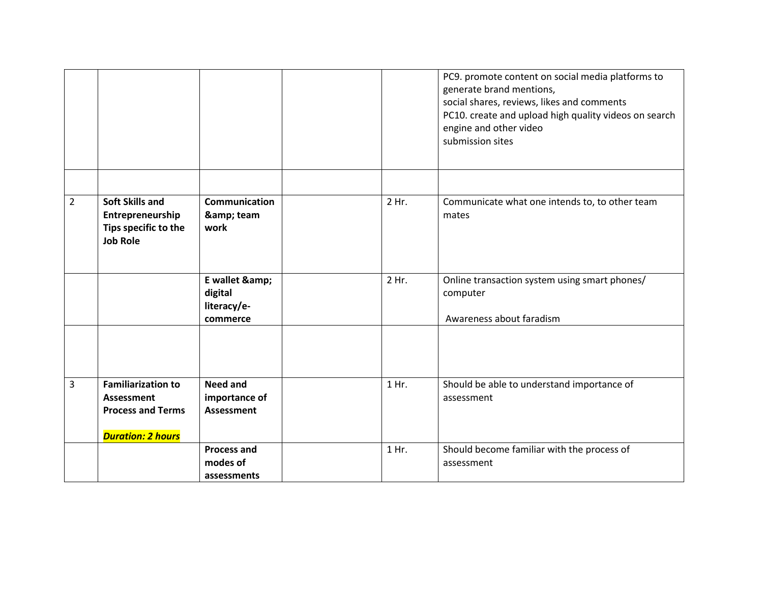| | | | | | |
|---|---|---|---|---|---|
| | | | | | PC9. promote content on social media platforms to generate brand mentions, social shares, reviews, likes and comments PC10. create and upload high quality videos on search engine and other video submission sites |
| | | | | | |
| 2 | **Soft Skills and Entrepreneurship Tips specific to the Job Role** | **Communication &amp; team work** | | 2 Hr. | Communicate what one intends to, to other team mates |
| | | **E wallet &amp; digital literacy/e-commerce** | | 2 Hr. | Online transaction system using smart phones/ computer<br><br>Awareness about faradism |
| | | | | | |
| 3 | **Familiarization to Assessment Process and Terms**<br><br>***Duration: 2 hours*** | **Need and importance of Assessment** | | 1 Hr. | Should be able to understand importance of assessment |
| | | **Process and modes of assessments** | | 1 Hr. | Should become familiar with the process of assessment |